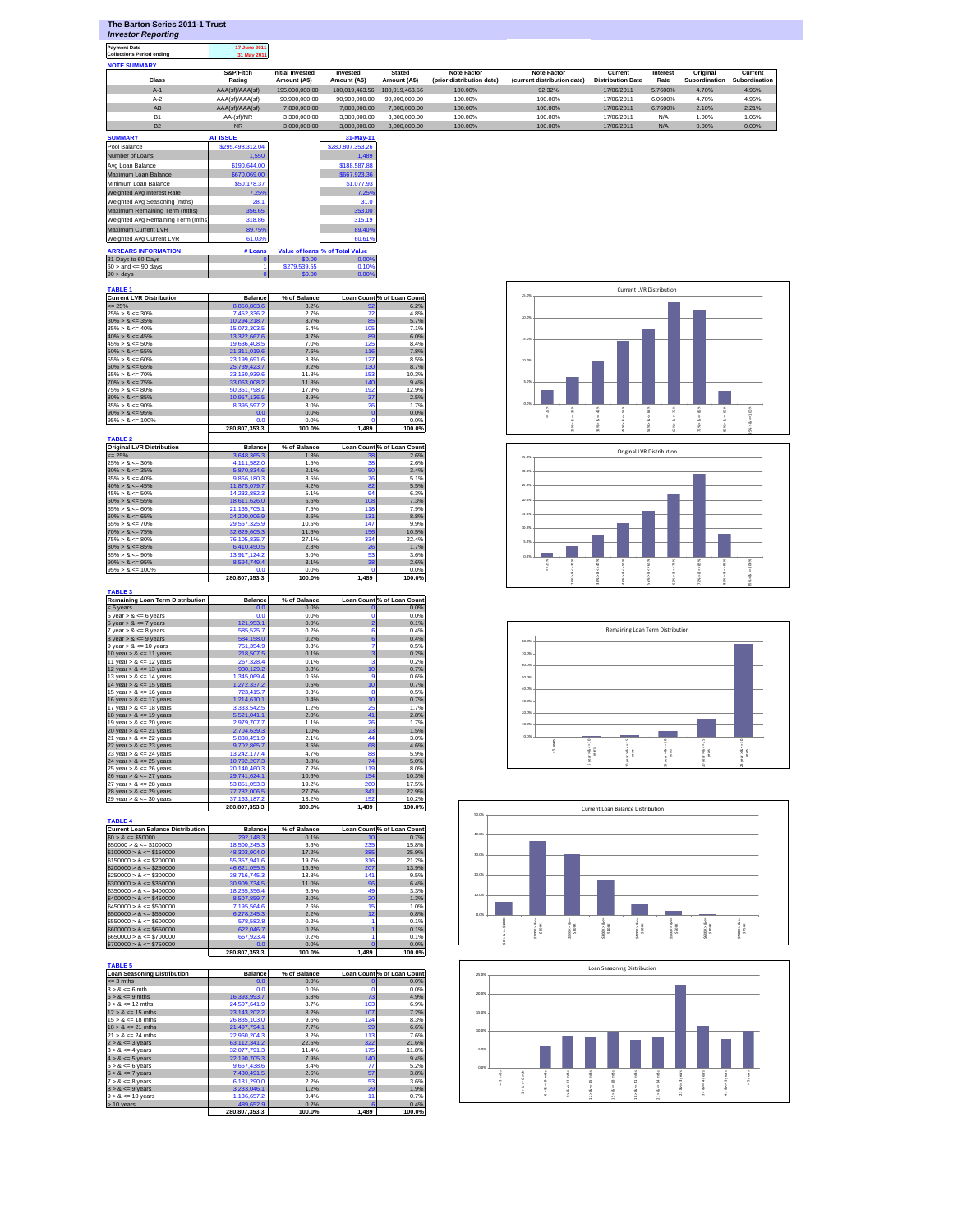# The Barton Series 2011-1 Trust

*Investor Reporting*

| | |
|---|---|
| Payment Date | 17 June 2011 |
| Collections Period ending | 31 May 2011 |

**NOTE SUMMARY**

| Class | S&P/Fitch Rating | Initial Invested Amount (A$) | Invested Amount (A$) | Stated Amount (A$) | Note Factor (prior distribution date) | Note Factor (current distribution date) | Current Distribution Date | Interest Rate | Original Subordination | Current Subordination |
|---|---|---|---|---|---|---|---|---|---|---|
| A-1 | AAA(sf)/AAA(sf) | 195,000,000.00 | 180,019,463.56 | 180,019,463.56 | 100.00% | 92.32% | 17/06/2011 | 5.7600% | 4.70% | 4.95% |
| A-2 | AAA(sf)/AAA(sf) | 90,900,000.00 | 90,900,000.00 | 90,900,000.00 | 100.00% | 100.00% | 17/06/2011 | 6.0600% | 4.70% | 4.95% |
| AB | AAA(sf)/AAA(sf) | 7,800,000.00 | 7,800,000.00 | 7,800,000.00 | 100.00% | 100.00% | 17/06/2011 | 6.7600% | 2.10% | 2.21% |
| B1 | AA-(sf)/NR | 3,300,000.00 | 3,300,000.00 | 3,300,000.00 | 100.00% | 100.00% | 17/06/2011 | N/A | 1.00% | 1.05% |
| B2 | NR | 3,000,000.00 | 3,000,000.00 | 3,000,000.00 | 100.00% | 100.00% | 17/06/2011 | N/A | 0.00% | 0.00% |

**SUMMARY**

| | AT ISSUE | 31-May-11 |
|---|---|---|
| Pool Balance | $295,498,312.04 | $280,807,353.26 |
| Number of Loans | 1,550 | 1,489 |
| Avg Loan Balance | $190,644.00 | $188,587.88 |
| Maximum Loan Balance | $670,069.00 | $667,923.36 |
| Minimum Loan Balance | $50,178.37 | $1,077.93 |
| Weighted Avg Interest Rate | 7.25% | 7.25% |
| Weighted Avg Seasoning (mths) | 28.1 | 31.0 |
| Maximum Remaining Term (mths) | 356.65 | 353.00 |
| Weighted Avg Remaining Term (mths) | 318.86 | 315.19 |
| Maximum Current LVR | 89.75% | 89.40% |
| Weighted Avg Current LVR | 61.03% | 60.61% |

**ARREARS INFORMATION**

| | # Loans | Value of loans | % of Total Value |
|---|---|---|---|
| 31 Days to 60 Days | 0 | $0.00 | 0.00% |
| 60 > and <= 90 days | 1 | $279,539.55 | 0.10% |
| 90 > days | 0 | $0.00 | 0.00% |

**TABLE 1**

| Current LVR Distribution | Balance | % of Balance | Loan Count | % of Loan Count |
|---|---|---|---|---|
| <= 25% | 8,850,803.6 | 3.2% | 92 | 6.2% |
| 25% > & <= 30% | 7,452,336.2 | 2.7% | 72 | 4.8% |
| 30% > & <= 35% | 10,294,218.7 | 3.7% | 85 | 5.7% |
| 35% > & <= 40% | 15,072,303.5 | 5.4% | 105 | 7.1% |
| 40% > & <= 45% | 13,322,667.6 | 4.7% | 89 | 6.0% |
| 45% > & <= 50% | 19,636,408.5 | 7.0% | 125 | 8.4% |
| 50% > & <= 55% | 21,311,019.6 | 7.6% | 116 | 7.8% |
| 55% > & <= 60% | 23,199,691.6 | 8.3% | 127 | 8.5% |
| 60% > & <= 65% | 25,739,423.7 | 9.2% | 130 | 8.7% |
| 65% > & <= 70% | 33,160,939.6 | 11.8% | 153 | 10.3% |
| 70% > & <= 75% | 33,063,008.2 | 11.8% | 140 | 9.4% |
| 75% > & <= 80% | 50,351,798.7 | 17.9% | 192 | 12.9% |
| 80% > & <= 85% | 10,957,136.5 | 3.9% | 37 | 2.5% |
| 85% > & <= 90% | 8,395,597.2 | 3.0% | 26 | 1.7% |
| 90% > & <= 95% | 0.0 | 0.0% | 0 | 0.0% |
| 95% > & <= 100% | 0.0 | 0.0% | 0 | 0.0% |
| | 280,807,353.3 | 100.0% | 1,489 | 100.0% |

**TABLE 2**

| Original LVR Distribution | Balance | % of Balance | Loan Count | % of Loan Count |
|---|---|---|---|---|
| <= 25% | 3,648,365.3 | 1.3% | 38 | 2.6% |
| 25% > & <= 30% | 4,111,582.0 | 1.5% | 38 | 2.6% |
| 30% > & <= 35% | 5,870,834.6 | 2.1% | 50 | 3.4% |
| 35% > & <= 40% | 9,866,180.3 | 3.5% | 76 | 5.1% |
| 40% > & <= 45% | 11,875,079.7 | 4.2% | 82 | 5.5% |
| 45% > & <= 50% | 14,232,882.3 | 5.1% | 94 | 6.3% |
| 50% > & <= 55% | 18,611,626.0 | 6.6% | 108 | 7.3% |
| 55% > & <= 60% | 21,165,705.1 | 7.5% | 118 | 7.9% |
| 60% > & <= 65% | 24,200,006.9 | 8.6% | 131 | 8.8% |
| 65% > & <= 70% | 29,567,325.9 | 10.5% | 147 | 9.9% |
| 70% > & <= 75% | 32,629,605.3 | 11.6% | 156 | 10.5% |
| 75% > & <= 80% | 76,105,835.7 | 27.1% | 334 | 22.4% |
| 80% > & <= 85% | 6,410,450.5 | 2.3% | 26 | 1.7% |
| 85% > & <= 90% | 13,917,124.2 | 5.0% | 53 | 3.6% |
| 90% > & <= 95% | 8,594,749.4 | 3.1% | 38 | 2.6% |
| 95% > & <= 100% | 0.0 | 0.0% | 0 | 0.0% |
| | 280,807,353.3 | 100.0% | 1,489 | 100.0% |

**TABLE 3**

| Remaining Loan Term Distribution | Balance | % of Balance | Loan Count | % of Loan Count |
|---|---|---|---|---|
| < 5 years | 0.0 | 0.0% | 0 | 0.0% |
| 5 year > & <= 6 years | 0.0 | 0.0% | 0 | 0.0% |
| 6 year > & <= 7 years | 121,953.1 | 0.0% | 2 | 0.1% |
| 7 year > & <= 8 years | 585,525.7 | 0.2% | 6 | 0.4% |
| 8 year > & <= 9 years | 584,158.0 | 0.2% | 6 | 0.4% |
| 9 year > & <= 10 years | 751,354.9 | 0.3% | 7 | 0.5% |
| 10 year > & <= 11 years | 218,507.5 | 0.1% | 3 | 0.2% |
| 11 year > & <= 12 years | 267,328.4 | 0.1% | 3 | 0.2% |
| 12 year > & <= 13 years | 930,129.2 | 0.3% | 10 | 0.7% |
| 13 year > & <= 14 years | 1,345,069.4 | 0.5% | 9 | 0.6% |
| 14 year > & <= 15 years | 1,272,337.2 | 0.5% | 10 | 0.7% |
| 15 year > & <= 16 years | 723,415.7 | 0.3% | 8 | 0.5% |
| 16 year > & <= 17 years | 1,214,610.1 | 0.4% | 10 | 0.7% |
| 17 year > & <= 18 years | 3,333,542.5 | 1.2% | 25 | 1.7% |
| 18 year > & <= 19 years | 5,521,041.1 | 2.0% | 41 | 2.8% |
| 19 year > & <= 20 years | 2,979,707.7 | 1.1% | 26 | 1.7% |
| 20 year > & <= 21 years | 2,704,639.3 | 1.0% | 23 | 1.5% |
| 21 year > & <= 22 years | 5,838,451.9 | 2.1% | 44 | 3.0% |
| 22 year > & <= 23 years | 9,702,865.7 | 3.5% | 68 | 4.6% |
| 23 year > & <= 24 years | 13,242,177.4 | 4.7% | 88 | 5.9% |
| 24 year > & <= 25 years | 10,792,207.3 | 3.8% | 74 | 5.0% |
| 25 year > & <= 26 years | 20,140,460.3 | 7.2% | 119 | 8.0% |
| 26 year > & <= 27 years | 29,741,624.1 | 10.6% | 154 | 10.3% |
| 27 year > & <= 28 years | 53,851,053.3 | 19.2% | 260 | 17.5% |
| 28 year > & <= 29 years | 77,782,006.5 | 27.7% | 341 | 22.9% |
| 29 year > & <= 30 years | 37,163,187.2 | 13.2% | 152 | 10.2% |
| | 280,807,353.3 | 100.0% | 1,489 | 100.0% |

**TABLE 4**

| Current Loan Balance Distribution | Balance | % of Balance | Loan Count | % of Loan Count |
|---|---|---|---|---|
| $0 > & <= $50000 | 292,148.3 | 0.1% | 10 | 0.7% |
| $50000 > & <= $100000 | 18,500,245.3 | 6.6% | 235 | 15.8% |
| $100000 > & <= $150000 | 48,303,904.0 | 17.2% | 385 | 25.9% |
| $150000 > & <= $200000 | 55,357,941.6 | 19.7% | 316 | 21.2% |
| $200000 > & <= $250000 | 46,621,055.5 | 16.6% | 207 | 13.9% |
| $250000 > & <= $300000 | 38,716,745.3 | 13.8% | 141 | 9.5% |
| $300000 > & <= $350000 | 30,909,734.5 | 11.0% | 96 | 6.4% |
| $350000 > & <= $400000 | 18,255,356.4 | 6.5% | 49 | 3.3% |
| $400000 > & <= $450000 | 8,507,859.7 | 3.0% | 20 | 1.3% |
| $450000 > & <= $500000 | 7,195,564.6 | 2.6% | 15 | 1.0% |
| $500000 > & <= $550000 | 6,278,245.3 | 2.2% | 12 | 0.8% |
| $550000 > & <= $600000 | 578,582.8 | 0.2% | 1 | 0.1% |
| $600000 > & <= $650000 | 622,046.7 | 0.2% | 1 | 0.1% |
| $650000 > & <= $700000 | 667,923.4 | 0.2% | 1 | 0.1% |
| $700000 > & <= $750000 | 0.0 | 0.0% | 0 | 0.0% |
| | 280,807,353.3 | 100.0% | 1,489 | 100.0% |

**TABLE 5**

| Loan Seasoning Distribution | Balance | % of Balance | Loan Count | % of Loan Count |
|---|---|---|---|---|
| <= 3 mths | 0.0 | 0.0% | 0 | 0.0% |
| 3 > & <= 6 mth | 0.0 | 0.0% | 0 | 0.0% |
| 6 > & <= 9 mths | 16,393,993.7 | 5.8% | 73 | 4.9% |
| 9 > & <= 12 mths | 24,507,641.9 | 8.7% | 103 | 6.9% |
| 12 > & <= 15 mths | 23,143,202.2 | 8.2% | 107 | 7.2% |
| 15 > & <= 18 mths | 26,835,103.0 | 9.6% | 124 | 8.3% |
| 18 > & <= 21 mths | 21,497,794.1 | 7.7% | 99 | 6.6% |
| 21 > & <= 24 mths | 22,960,204.3 | 8.2% | 113 | 7.6% |
| 2 > & <= 3 years | 63,112,341.2 | 22.5% | 322 | 21.6% |
| 3 > & <= 4 years | 32,077,791.3 | 11.4% | 175 | 11.8% |
| 4 > & <= 5 years | 22,190,705.3 | 7.9% | 140 | 9.4% |
| 5 > & <= 6 years | 9,667,438.6 | 3.4% | 77 | 5.2% |
| 6 > & <= 7 years | 7,430,491.5 | 2.6% | 57 | 3.8% |
| 7 > & <= 8 years | 6,131,290.0 | 2.2% | 53 | 3.6% |
| 8 > & <= 9 years | 3,233,046.1 | 1.2% | 29 | 1.9% |
| 9 > & <= 10 years | 1,136,657.2 | 0.4% | 11 | 0.7% |
| > 10 years | 489,652.9 | 0.2% | 6 | 0.4% |
| | 280,807,353.3 | 100.0% | 1,489 | 100.0% |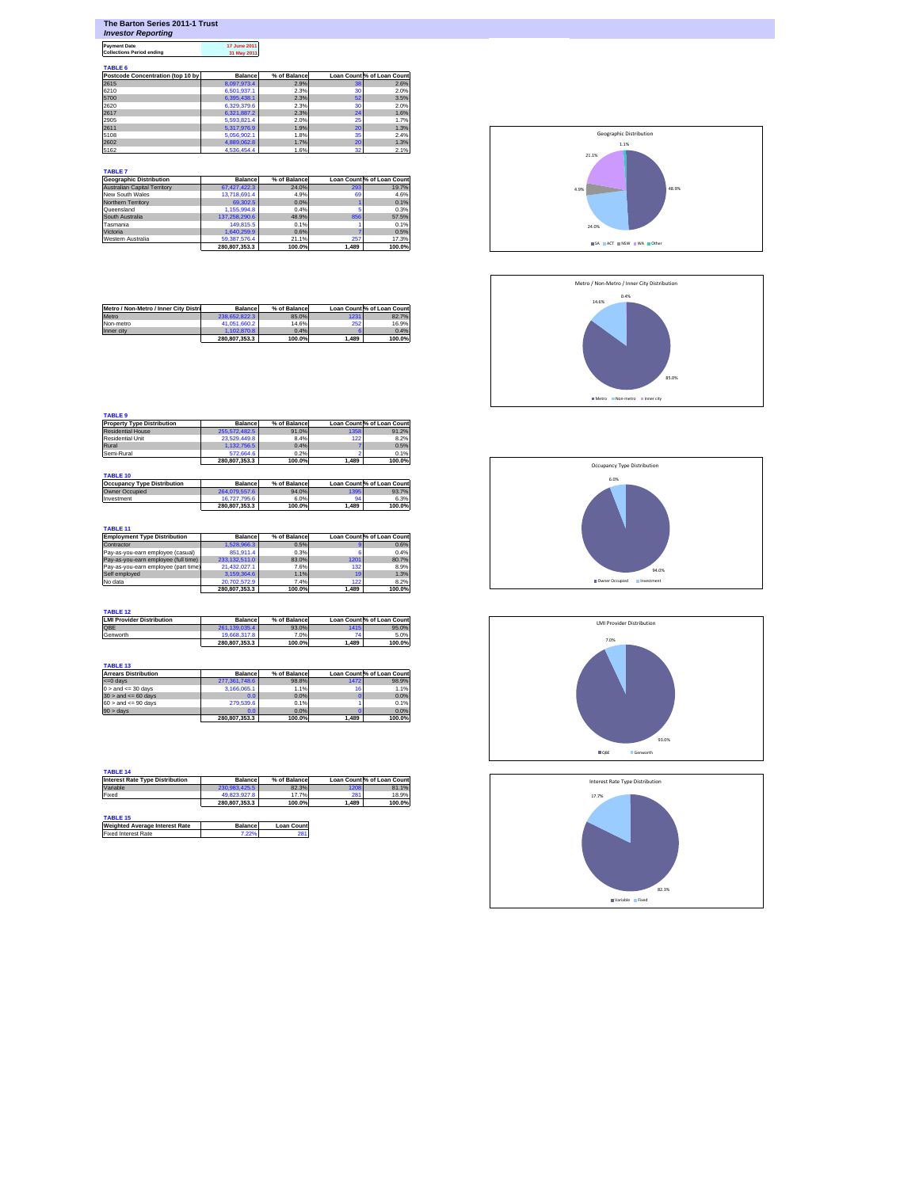# The Barton Series 2011-1 Trust

*Investor Reporting*

| | |
|---|---|
| Payment Date | 17 June 2011 |
| Collections Period ending | 31 May 2011 |

**TABLE 6**

| Postcode Concentration (top 10 by | Balance | % of Balance | Loan Count | % of Loan Count |
|---|---|---|---|---|
| 2615 | 8,097,973.4 | 2.9% | 38 | 2.6% |
| 6210 | 6,501,937.1 | 2.3% | 30 | 2.0% |
| 5700 | 6,395,438.1 | 2.3% | 52 | 3.5% |
| 2620 | 6,329,379.6 | 2.3% | 30 | 2.0% |
| 2617 | 6,321,887.2 | 2.3% | 24 | 1.6% |
| 2905 | 5,593,821.4 | 2.0% | 25 | 1.7% |
| 2611 | 5,317,976.9 | 1.9% | 20 | 1.3% |
| 5108 | 5,056,902.1 | 1.8% | 35 | 2.4% |
| 2602 | 4,889,062.8 | 1.7% | 20 | 1.3% |
| 5162 | 4,536,454.4 | 1.6% | 32 | 2.1% |

**TABLE 7**

| Geographic Distribution | Balance | % of Balance | Loan Count | % of Loan Count |
|---|---|---|---|---|
| Australian Capital Territory | 67,427,422.3 | 24.0% | 293 | 19.7% |
| New South Wales | 13,718,691.4 | 4.9% | 69 | 4.6% |
| Northern Territory | 69,302.5 | 0.0% | 1 | 0.1% |
| Queensland | 1,155,994.8 | 0.4% | 5 | 0.3% |
| South Australia | 137,258,290.6 | 48.9% | 856 | 57.5% |
| Tasmania | 149,815.5 | 0.1% | 1 | 0.1% |
| Victoria | 1,640,259.9 | 0.6% | 7 | 0.5% |
| Western Australia | 59,387,576.4 | 21.1% | 257 | 17.3% |
| | 280,807,353.3 | 100.0% | 1,489 | 100.0% |

Geographic Distribution

1.1%
21.1%
4.9%
48.9%
24.0%

SA ACT NSW WA Other

| Metro / Non-Metro / Inner City Distri | Balance | % of Balance | Loan Count | % of Loan Count |
|---|---|---|---|---|
| Metro | 238,652,822.3 | 85.0% | 1231 | 82.7% |
| Non-metro | 41,051,660.2 | 14.6% | 252 | 16.9% |
| Inner city | 1,102,870.8 | 0.4% | 6 | 0.4% |
| | 280,807,353.3 | 100.0% | 1,489 | 100.0% |

Metro / Non-Metro / Inner City Distribution

0.4%
14.6%
85.0%

Metro Non-metro Inner city

**TABLE 9**

| Property Type Distribution | Balance | % of Balance | Loan Count | % of Loan Count |
|---|---|---|---|---|
| Residential House | 255,572,482.5 | 91.0% | 1358 | 91.2% |
| Residential Unit | 23,529,449.8 | 8.4% | 122 | 8.2% |
| Rural | 1,132,756.5 | 0.4% | 7 | 0.5% |
| Semi-Rural | 572,664.6 | 0.2% | 2 | 0.1% |
| | 280,807,353.3 | 100.0% | 1,489 | 100.0% |

**TABLE 10**

| Occupancy Type Distribution | Balance | % of Balance | Loan Count | % of Loan Count |
|---|---|---|---|---|
| Owner Occupied | 264,079,557.6 | 94.0% | 1395 | 93.7% |
| Investment | 16,727,795.6 | 6.0% | 94 | 6.3% |
| | 280,807,353.3 | 100.0% | 1,489 | 100.0% |

Occupancy Type Distribution

6.0%
94.0%

Owner Occupied Investment

**TABLE 11**

| Employment Type Distribution | Balance | % of Balance | Loan Count | % of Loan Count |
|---|---|---|---|---|
| Contractor | 1,528,966.3 | 0.5% | 9 | 0.6% |
| Pay-as-you-earn employee (casual) | 851,911.4 | 0.3% | 6 | 0.4% |
| Pay-as-you-earn employee (full time) | 233,132,511.0 | 83.0% | 1201 | 80.7% |
| Pay-as-you-earn employee (part time) | 21,432,027.1 | 7.6% | 132 | 8.9% |
| Self employed | 3,159,364.6 | 1.1% | 19 | 1.3% |
| No data | 20,702,572.9 | 7.4% | 122 | 8.2% |
| | 280,807,353.3 | 100.0% | 1,489 | 100.0% |

**TABLE 12**

| LMI Provider Distribution | Balance | % of Balance | Loan Count | % of Loan Count |
|---|---|---|---|---|
| QBE | 261,139,035.4 | 93.0% | 1415 | 95.0% |
| Genworth | 19,668,317.8 | 7.0% | 74 | 5.0% |
| | 280,807,353.3 | 100.0% | 1,489 | 100.0% |

LMI Provider Distribution

7.0%
93.0%

QBE Genworth

**TABLE 13**

| Arrears Distribution | Balance | % of Balance | Loan Count | % of Loan Count |
|---|---|---|---|---|
| <=0 days | 277,361,748.6 | 98.8% | 1472 | 98.9% |
| 0 > and <= 30 days | 3,166,065.1 | 1.1% | 16 | 1.1% |
| 30 > and <= 60 days | 0.0 | 0.0% | 0 | 0.0% |
| 60 > and <= 90 days | 279,539.6 | 0.1% | 1 | 0.1% |
| 90 > days | 0.0 | 0.0% | 0 | 0.0% |
| | 280,807,353.3 | 100.0% | 1,489 | 100.0% |

**TABLE 14**

| Interest Rate Type Distribution | Balance | % of Balance | Loan Count | % of Loan Count |
|---|---|---|---|---|
| Variable | 230,983,425.5 | 82.3% | 1208 | 81.1% |
| Fixed | 49,823,927.8 | 17.7% | 281 | 18.9% |
| | 280,807,353.3 | 100.0% | 1,489 | 100.0% |

**TABLE 15**

| Weighted Average Interest Rate | Balance | Loan Count |
|---|---|---|
| Fixed Interest Rate | 7.22% | 281 |

Interest Rate Type Distribution

17.7%
82.3%

Variable Fixed